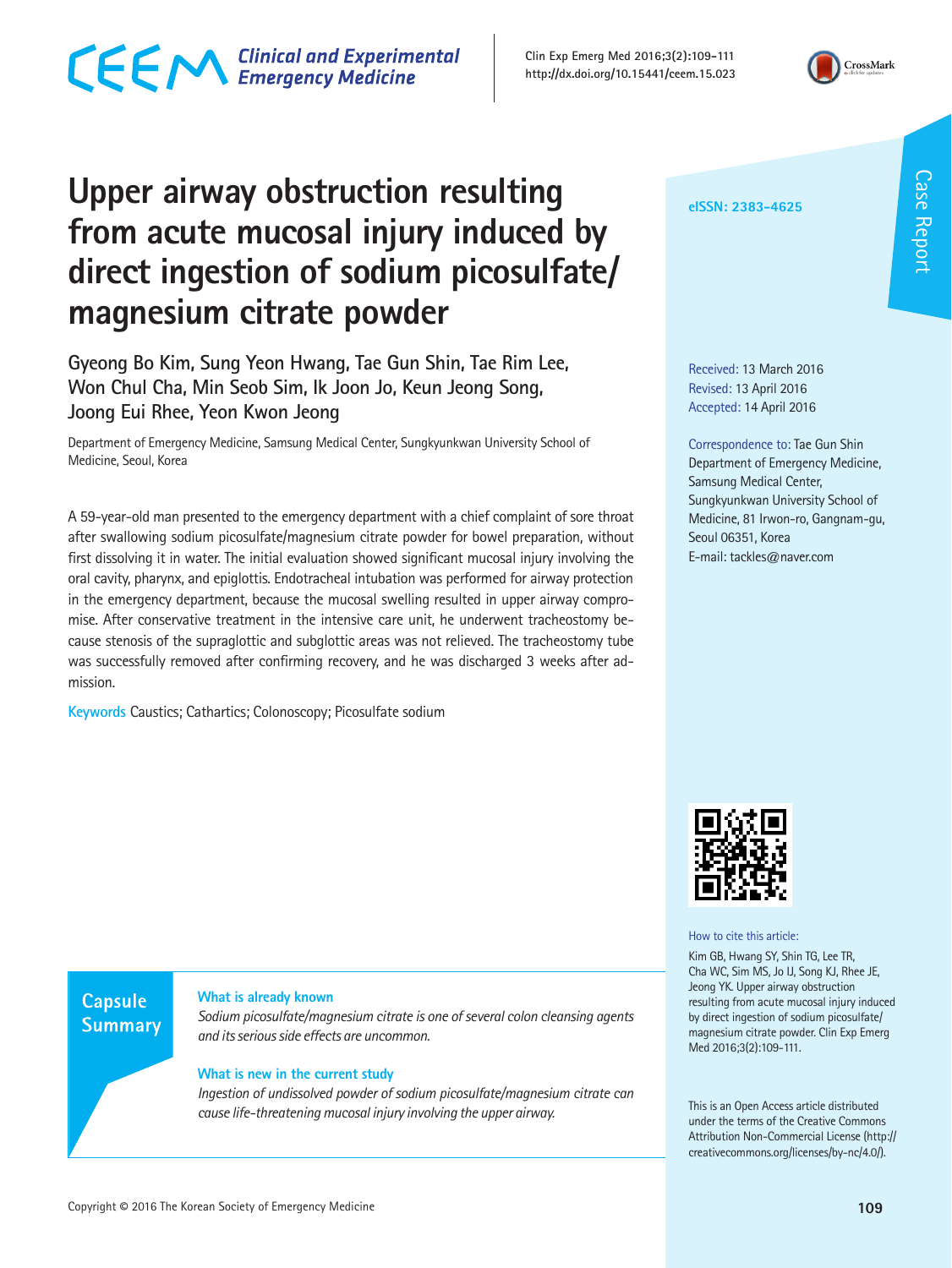# Upper airway obstruction resulting from acute mucosal injury induced by direct ingestion of sodium picosulfate/magnesium citrate powder

**Gyeong Bo Kim, Sung Yeon Hwang, Tae Gun Shin, Tae Rim Lee, Won Chul Cha, Min Seob Sim, Ik Joon Jo, Keun Jeong Song, Joong Eui Rhee, Yeon Kwon Jeong**

Department of Emergency Medicine, Samsung Medical Center, Sungkyunkwan University School of Medicine, Seoul, Korea

eISSN: 2383-4625

Received: 13 March 2016
Revised: 13 April 2016
Accepted: 14 April 2016

Correspondence to: Tae Gun Shin
Department of Emergency Medicine, Samsung Medical Center, Sungkyunkwan University School of Medicine, 81 Irwon-ro, Gangnam-gu, Seoul 06351, Korea
E-mail: tackles@naver.com

A 59-year-old man presented to the emergency department with a chief complaint of sore throat after swallowing sodium picosulfate/magnesium citrate powder for bowel preparation, without first dissolving it in water. The initial evaluation showed significant mucosal injury involving the oral cavity, pharynx, and epiglottis. Endotracheal intubation was performed for airway protection in the emergency department, because the mucosal swelling resulted in upper airway compromise. After conservative treatment in the intensive care unit, he underwent tracheostomy because stenosis of the supraglottic and subglottic areas was not relieved. The tracheostomy tube was successfully removed after confirming recovery, and he was discharged 3 weeks after admission.

**Keywords** Caustics; Cathartics; Colonoscopy; Picosulfate sodium

## Capsule Summary

**What is already known**

*Sodium picosulfate/magnesium citrate is one of several colon cleansing agents and its serious side effects are uncommon.*

**What is new in the current study**

*Ingestion of undissolved powder of sodium picosulfate/magnesium citrate can cause life-threatening mucosal injury involving the upper airway.*

How to cite this article:
Kim GB, Hwang SY, Shin TG, Lee TR, Cha WC, Sim MS, Jo IJ, Song KJ, Rhee JE, Jeong YK. Upper airway obstruction resulting from acute mucosal injury induced by direct ingestion of sodium picosulfate/magnesium citrate powder. Clin Exp Emerg Med 2016;3(2):109-111.

This is an Open Access article distributed under the terms of the Creative Commons Attribution Non-Commercial License (http://creativecommons.org/licenses/by-nc/4.0/).

Copyright © 2016 The Korean Society of Emergency Medicine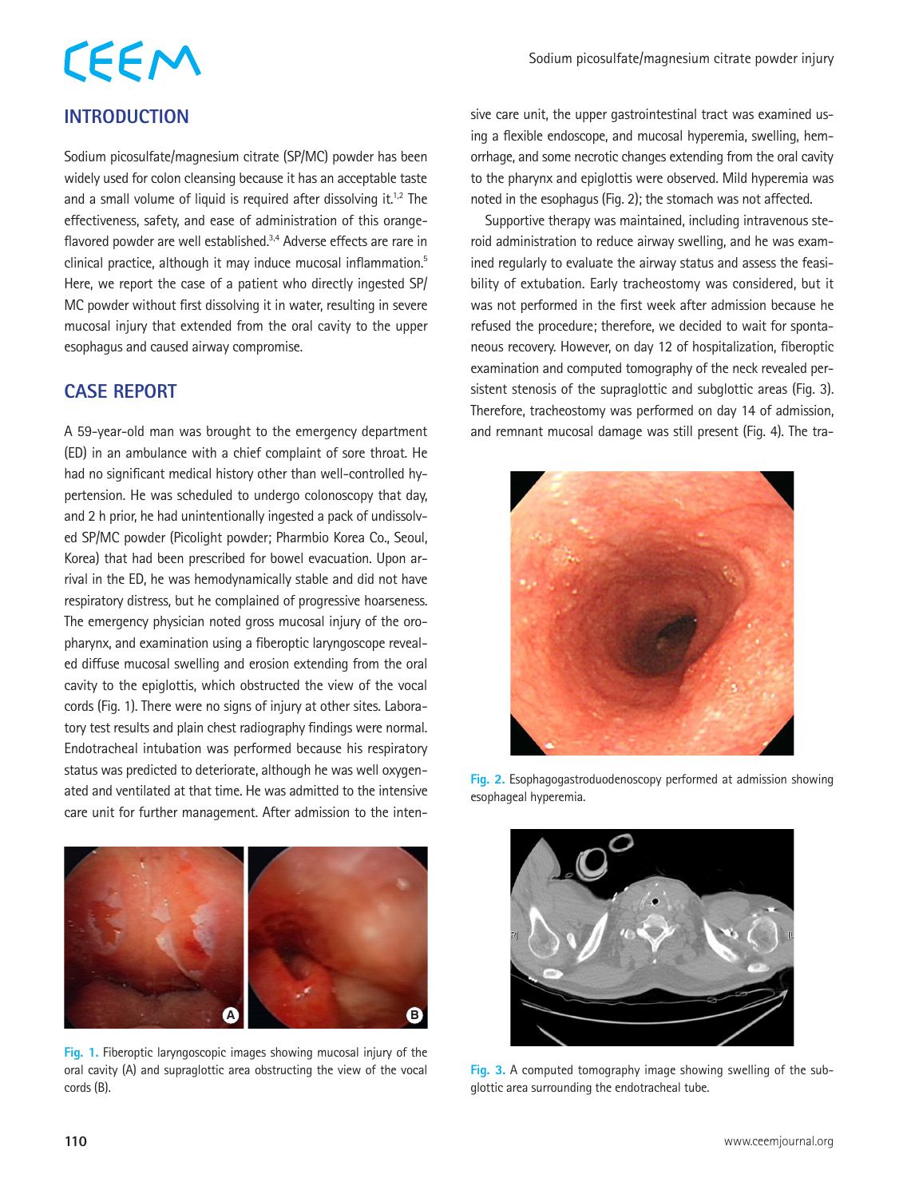## INTRODUCTION

Sodium picosulfate/magnesium citrate (SP/MC) powder has been widely used for colon cleansing because it has an acceptable taste and a small volume of liquid is required after dissolving it.[1,2] The effectiveness, safety, and ease of administration of this orange-flavored powder are well established.[3,4] Adverse effects are rare in clinical practice, although it may induce mucosal inflammation.[5] Here, we report the case of a patient who directly ingested SP/MC powder without first dissolving it in water, resulting in severe mucosal injury that extended from the oral cavity to the upper esophagus and caused airway compromise.

## CASE REPORT

A 59-year-old man was brought to the emergency department (ED) in an ambulance with a chief complaint of sore throat. He had no significant medical history other than well-controlled hypertension. He was scheduled to undergo colonoscopy that day, and 2 h prior, he had unintentionally ingested a pack of undissolved SP/MC powder (Picolight powder; Pharmbio Korea Co., Seoul, Korea) that had been prescribed for bowel evacuation. Upon arrival in the ED, he was hemodynamically stable and did not have respiratory distress, but he complained of progressive hoarseness. The emergency physician noted gross mucosal injury of the oropharynx, and examination using a fiberoptic laryngoscope revealed diffuse mucosal swelling and erosion extending from the oral cavity to the epiglottis, which obstructed the view of the vocal cords (Fig. 1). There were no signs of injury at other sites. Laboratory test results and plain chest radiography findings were normal. Endotracheal intubation was performed because his respiratory status was predicted to deteriorate, although he was well oxygenated and ventilated at that time. He was admitted to the intensive care unit for further management. After admission to the intensive care unit, the upper gastrointestinal tract was examined using a flexible endoscope, and mucosal hyperemia, swelling, hemorrhage, and some necrotic changes extending from the oral cavity to the pharynx and epiglottis were observed. Mild hyperemia was noted in the esophagus (Fig. 2); the stomach was not affected.

Fig. 1. Fiberoptic laryngoscopic images showing mucosal injury of the oral cavity (A) and supraglottic area obstructing the view of the vocal cords (B).

Supportive therapy was maintained, including intravenous steroid administration to reduce airway swelling, and he was examined regularly to evaluate the airway status and assess the feasibility of extubation. Early tracheostomy was considered, but it was not performed in the first week after admission because he refused the procedure; therefore, we decided to wait for spontaneous recovery. However, on day 12 of hospitalization, fiberoptic examination and computed tomography of the neck revealed persistent stenosis of the supraglottic and subglottic areas (Fig. 3). Therefore, tracheostomy was performed on day 14 of admission, and remnant mucosal damage was still present (Fig. 4). The tra-

Fig. 2. Esophagogastroduodenoscopy performed at admission showing esophageal hyperemia.

Fig. 3. A computed tomography image showing swelling of the subglottic area surrounding the endotracheal tube.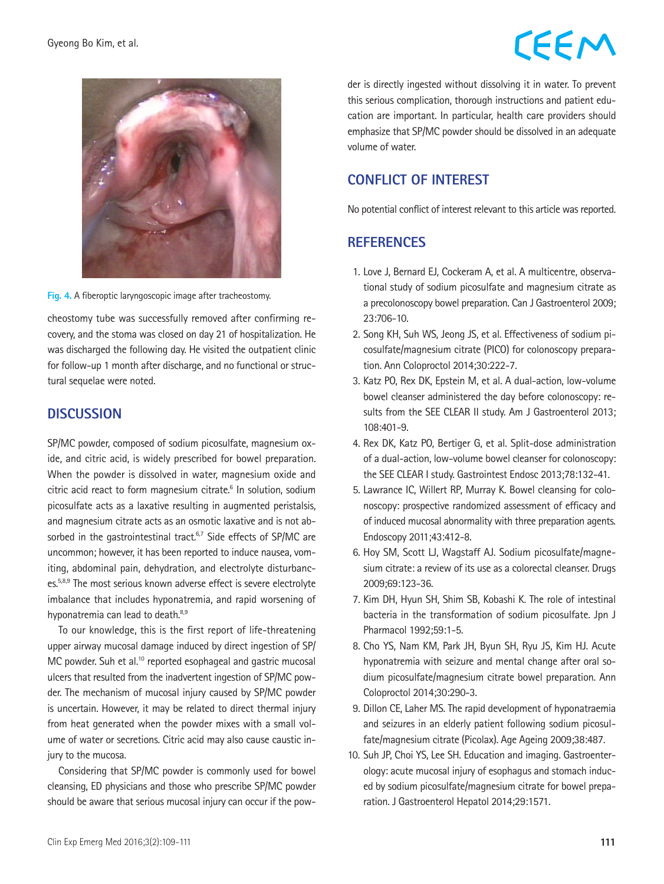Fig. 4. A fiberoptic laryngoscopic image after tracheostomy.

cheostomy tube was successfully removed after confirming recovery, and the stoma was closed on day 21 of hospitalization. He was discharged the following day. He visited the outpatient clinic for follow-up 1 month after discharge, and no functional or structural sequelae were noted.

## DISCUSSION

SP/MC powder, composed of sodium picosulfate, magnesium oxide, and citric acid, is widely prescribed for bowel preparation. When the powder is dissolved in water, magnesium oxide and citric acid react to form magnesium citrate.[6] In solution, sodium picosulfate acts as a laxative resulting in augmented peristalsis, and magnesium citrate acts as an osmotic laxative and is not absorbed in the gastrointestinal tract.[6,7] Side effects of SP/MC are uncommon; however, it has been reported to induce nausea, vomiting, abdominal pain, dehydration, and electrolyte disturbances.[5,8,9] The most serious known adverse effect is severe electrolyte imbalance that includes hyponatremia, and rapid worsening of hyponatremia can lead to death.[8,9]

To our knowledge, this is the first report of life-threatening upper airway mucosal damage induced by direct ingestion of SP/MC powder. Suh et al.[10] reported esophageal and gastric mucosal ulcers that resulted from the inadvertent ingestion of SP/MC powder. The mechanism of mucosal injury caused by SP/MC powder is uncertain. However, it may be related to direct thermal injury from heat generated when the powder mixes with a small volume of water or secretions. Citric acid may also cause caustic injury to the mucosa.

Considering that SP/MC powder is commonly used for bowel cleansing, ED physicians and those who prescribe SP/MC powder should be aware that serious mucosal injury can occur if the powder is directly ingested without dissolving it in water. To prevent this serious complication, thorough instructions and patient education are important. In particular, health care providers should emphasize that SP/MC powder should be dissolved in an adequate volume of water.

## CONFLICT OF INTEREST

No potential conflict of interest relevant to this article was reported.

## REFERENCES

1. Love J, Bernard EJ, Cockeram A, et al. A multicentre, observational study of sodium picosulfate and magnesium citrate as a precolonoscopy bowel preparation. Can J Gastroenterol 2009;23:706-10.
2. Song KH, Suh WS, Jeong JS, et al. Effectiveness of sodium picosulfate/magnesium citrate (PICO) for colonoscopy preparation. Ann Coloproctol 2014;30:222-7.
3. Katz PO, Rex DK, Epstein M, et al. A dual-action, low-volume bowel cleanser administered the day before colonoscopy: results from the SEE CLEAR II study. Am J Gastroenterol 2013;108:401-9.
4. Rex DK, Katz PO, Bertiger G, et al. Split-dose administration of a dual-action, low-volume bowel cleanser for colonoscopy: the SEE CLEAR I study. Gastrointest Endosc 2013;78:132-41.
5. Lawrance IC, Willert RP, Murray K. Bowel cleansing for colonoscopy: prospective randomized assessment of efficacy and of induced mucosal abnormality with three preparation agents. Endoscopy 2011;43:412-8.
6. Hoy SM, Scott LJ, Wagstaff AJ. Sodium picosulfate/magnesium citrate: a review of its use as a colorectal cleanser. Drugs 2009;69:123-36.
7. Kim DH, Hyun SH, Shim SB, Kobashi K. The role of intestinal bacteria in the transformation of sodium picosulfate. Jpn J Pharmacol 1992;59:1-5.
8. Cho YS, Nam KM, Park JH, Byun SH, Ryu JS, Kim HJ. Acute hyponatremia with seizure and mental change after oral sodium picosulfate/magnesium citrate bowel preparation. Ann Coloproctol 2014;30:290-3.
9. Dillon CE, Laher MS. The rapid development of hyponatraemia and seizures in an elderly patient following sodium picosulfate/magnesium citrate (Picolax). Age Ageing 2009;38:487.
10. Suh JP, Choi YS, Lee SH. Education and imaging. Gastroenterology: acute mucosal injury of esophagus and stomach induced by sodium picosulfate/magnesium citrate for bowel preparation. J Gastroenterol Hepatol 2014;29:1571.